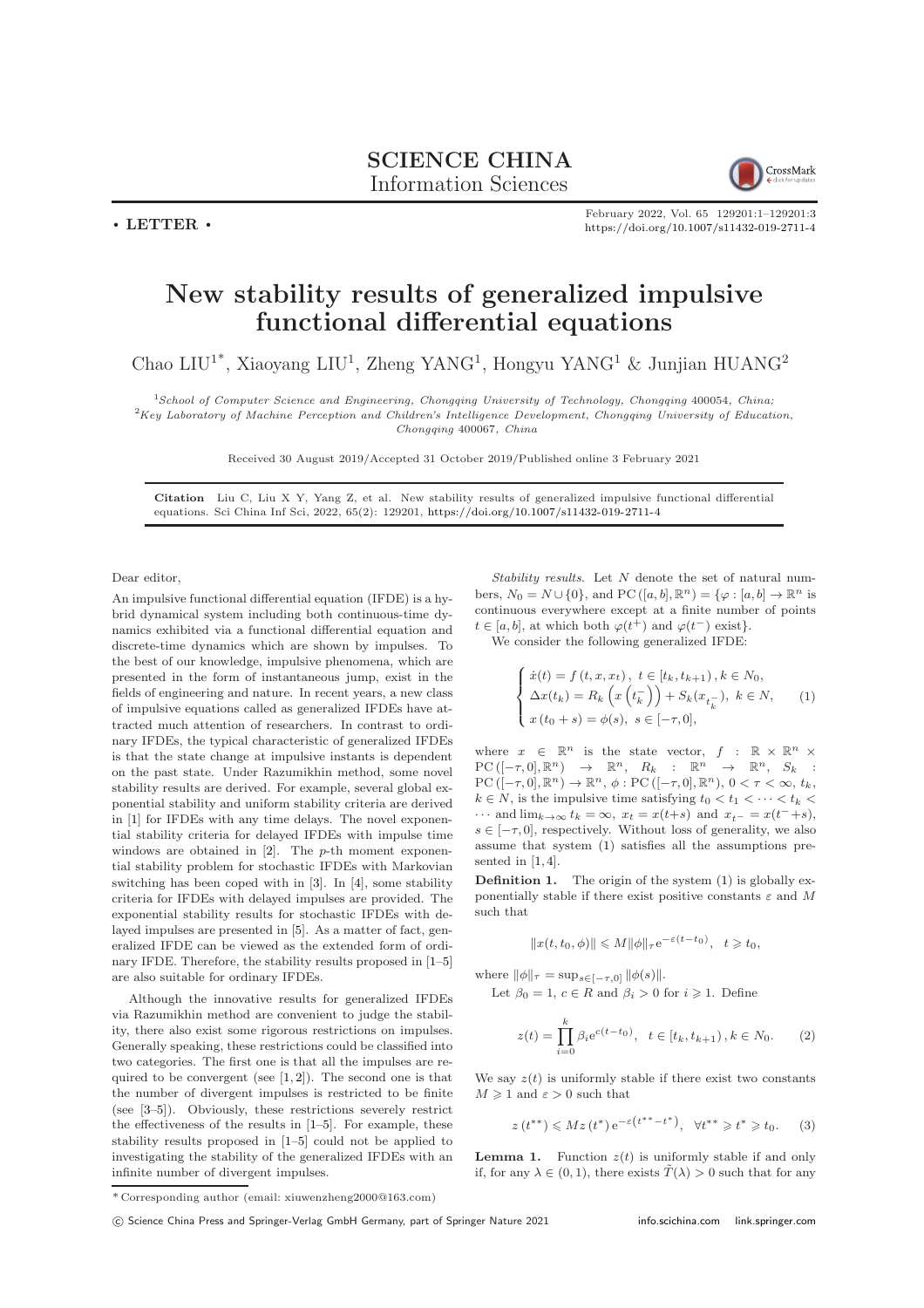**• LETTER •**

# New stability results of generalized impulsive functional differential equations

Chao LIU[1*], Xiaoyang LIU[1], Zheng YANG[1], Hongyu YANG[1] & Junjian HUANG[2]

[1]*School of Computer Science and Engineering, Chongqing University of Technology, Chongqing 400054, China;*
[2]*Key Laboratory of Machine Perception and Children's Intelligence Development, Chongqing University of Education, Chongqing 400067, China*

Received 30 August 2019/Accepted 31 October 2019/Published online 3 February 2021

**Citation** Liu C, Liu X Y, Yang Z, et al. New stability results of generalized impulsive functional differential equations. Sci China Inf Sci, 2022, 65(2): 129201, https://doi.org/10.1007/s11432-019-2711-4

Dear editor,

An impulsive functional differential equation (IFDE) is a hybrid dynamical system including both continuous-time dynamics exhibited via a functional differential equation and discrete-time dynamics which are shown by impulses. To the best of our knowledge, impulsive phenomena, which are presented in the form of instantaneous jump, exist in the fields of engineering and nature. In recent years, a new class of impulsive equations called as generalized IFDEs have attracted much attention of researchers. In contrast to ordinary IFDEs, the typical characteristic of generalized IFDEs is that the state change at impulsive instants is dependent on the past state. Under Razumikhin method, some novel stability results are derived. For example, several global exponential stability and uniform stability criteria are derived in [1] for IFDEs with any time delays. The novel exponential stability criteria for delayed IFDEs with impulse time windows are obtained in [2]. The $p$-th moment exponential stability problem for stochastic IFDEs with Markovian switching has been coped with in [3]. In [4], some stability criteria for IFDEs with delayed impulses are provided. The exponential stability results for stochastic IFDEs with delayed impulses are presented in [5]. As a matter of fact, generalized IFDE can be viewed as the extended form of ordinary IFDE. Therefore, the stability results proposed in [1–5] are also suitable for ordinary IFDEs.

Although the innovative results for generalized IFDEs via Razumikhin method are convenient to judge the stability, there also exist some rigorous restrictions on impulses. Generally speaking, these restrictions could be classified into two categories. The first one is that all the impulses are required to be convergent (see [1, 2]). The second one is that the number of divergent impulses is restricted to be finite (see [3–5]). Obviously, these restrictions severely restrict the effectiveness of the results in [1–5]. For example, these stability results proposed in [1–5] could not be applied to investigating the stability of the generalized IFDEs with an infinite number of divergent impulses.

*Stability results.* Let $N$ denote the set of natural numbers, $N_0 = N \cup \{0\}$, and $\mathrm{PC}([a, b], \mathbb{R}^n) = \{\varphi : [a, b] \to \mathbb{R}^n$ is continuous everywhere except at a finite number of points $t \in [a, b]$, at which both $\varphi(t^+)$ and $\varphi(t^-)$ exist$\}$.

We consider the following generalized IFDE:

$$\begin{cases} \dot{x}(t) = f(t, x, x_t), \ t \in [t_k, t_{k+1}), k \in N_0, \\ \Delta x(t_k) = R_k\left(x\left(t_k^-\right)\right) + S_k(x_{t_k^-}), \ k \in N, \\ x(t_0 + s) = \phi(s), \ s \in [-\tau, 0], \end{cases} \tag{1}$$

where $x \in \mathbb{R}^n$ is the state vector, $f : \mathbb{R} \times \mathbb{R}^n \times \mathrm{PC}([-\tau, 0], \mathbb{R}^n) \to \mathbb{R}^n$, $R_k : \mathbb{R}^n \to \mathbb{R}^n$, $S_k : \mathrm{PC}([-\tau, 0], \mathbb{R}^n) \to \mathbb{R}^n$, $\phi : \mathrm{PC}([-\tau, 0], \mathbb{R}^n)$, $0 < \tau < \infty$, $t_k$, $k \in N$, is the impulsive time satisfying $t_0 < t_1 < \cdots < t_k < \cdots$ and $\lim_{k\to\infty} t_k = \infty$, $x_t = x(t+s)$ and $x_{t^-} = x(t^- + s)$, $s \in [-\tau, 0]$, respectively. Without loss of generality, we also assume that system (1) satisfies all the assumptions presented in [1, 4].

**Definition 1.** The origin of the system (1) is globally exponentially stable if there exist positive constants $\varepsilon$ and $M$ such that

$$\|x(t, t_0, \phi)\| \leqslant M\|\phi\|_\tau e^{-\varepsilon(t-t_0)}, \ \ t \geqslant t_0,$$

where $\|\phi\|_\tau = \sup_{s\in[-\tau,0]} \|\phi(s)\|$.

Let $\beta_0 = 1$, $c \in R$ and $\beta_i > 0$ for $i \geqslant 1$. Define

$$z(t) = \prod_{i=0}^{k} \beta_i e^{c(t-t_0)}, \ \ t \in [t_k, t_{k+1}), k \in N_0. \tag{2}$$

We say $z(t)$ is uniformly stable if there exist two constants $M \geqslant 1$ and $\varepsilon > 0$ such that

$$z(t^{**}) \leqslant M z(t^*) e^{-\varepsilon(t^{**}-t^*)}, \ \ \forall t^{**} \geqslant t^* \geqslant t_0. \tag{3}$$

**Lemma 1.** Function $z(t)$ is uniformly stable if and only if, for any $\lambda \in (0, 1)$, there exists $\tilde{T}(\lambda) > 0$ such that for any

*Corresponding author (email: xiuwenzheng2000@163.com)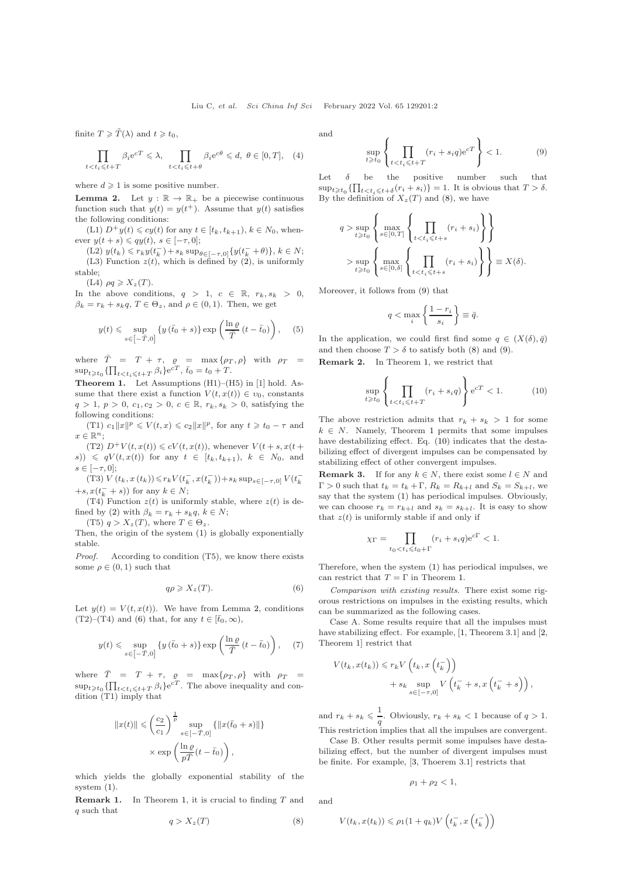finite $T \geqslant \tilde{T}(\lambda)$ and $t \geqslant t_0$,

$$\prod_{t<t_i\leqslant t+T} \beta_i \mathrm{e}^{cT} \leqslant \lambda, \quad \prod_{t<t_i\leqslant t+\theta} \beta_i \mathrm{e}^{c\theta} \leqslant d, \ \theta \in [0,T], \quad (4)$$

where $d \geqslant 1$ is some positive number.

**Lemma 2.** Let $y : \mathbb{R} \to \mathbb{R}_+$ be a piecewise continuous function such that $y(t) = y(t^+)$. Assume that $y(t)$ satisfies the following conditions:

(L1) $D^+y(t) \leqslant cy(t)$ for any $t \in [t_k, t_{k+1})$, $k \in N_0$, whenever $y(t+s) \leqslant qy(t)$, $s \in [-\tau, 0]$;

(L2) $y(t_k) \leqslant r_k y(t_k^-) + s_k \sup_{\theta\in[-\tau,0]}\{y(t_k^- + \theta)\}$, $k \in N$;

(L3) Function $z(t)$, which is defined by (2), is uniformly stable;

(L4) $\rho q \geqslant X_z(T)$.

In the above conditions, $q > 1$, $c \in \mathbb{R}$, $r_k, s_k > 0$, $\beta_k = r_k + s_k q$, $T \in \Theta_z$, and $\rho \in (0,1)$. Then, we get

$$y(t) \leqslant \sup_{s\in[-\bar{T},0]} \{y(\bar{t}_0 + s)\} \exp\left(\frac{\ln \varrho}{\bar{T}}(t - \bar{t}_0)\right), \quad (5)$$

where $\bar{T} = T + \tau$, $\varrho = \max\{\rho_T, \rho\}$ with $\rho_T = \sup_{t\geqslant t_0}\{\prod_{t<t_i\leqslant t+T} \beta_i\}\mathrm{e}^{cT}$, $\bar{t}_0 = t_0 + T$.

**Theorem 1.** Let Assumptions (H1)–(H5) in [1] hold. Assume that there exist a function $V(t, x(t)) \in v_0$, constants $q > 1$, $p > 0$, $c_1, c_2 > 0$, $c \in \mathbb{R}$, $r_k, s_k > 0$, satisfying the following conditions:

(T1) $c_1\|x\|^p \leqslant V(t,x) \leqslant c_2\|x\|^p$, for any $t \geqslant t_0 - \tau$ and $x \in \mathbb{R}^n$;

(T2) $D^+V(t, x(t)) \leqslant cV(t, x(t))$, whenever $V(t+s, x(t+s)) \leqslant qV(t, x(t))$ for any $t \in [t_k, t_{k+1})$, $k \in N_0$, and $s \in [-\tau, 0]$;

(T3) $V(t_k, x(t_k)) \leqslant r_k V(t_k^-, x(t_k^-)) + s_k \sup_{s\in[-\tau,0]} V(t_k^- + s, x(t_k^- + s))$ for any $k \in N$;

(T4) Function $z(t)$ is uniformly stable, where $z(t)$ is defined by (2) with $\beta_k = r_k + s_k q$, $k \in N$;

(T5) $q > X_z(T)$, where $T \in \Theta_z$.

Then, the origin of the system (1) is globally exponentially stable.

*Proof.* According to condition (T5), we know there exists some $\rho \in (0,1)$ such that

$$q\rho \geqslant X_z(T). \quad (6)$$

Let $y(t) = V(t, x(t))$. We have from Lemma 2, conditions (T2)–(T4) and (6) that, for any $t \in [\bar{t}_0, \infty)$,

$$y(t) \leqslant \sup_{s\in[-\bar{T},0]} \{y(\bar{t}_0 + s)\} \exp\left(\frac{\ln \varrho}{\bar{T}}(t - \bar{t}_0)\right), \quad (7)$$

where $\bar{T} = T + \tau$, $\varrho = \max\{\rho_T, \rho\}$ with $\rho_T = \sup_{t\geqslant t_0}\{\prod_{t<t_i\leqslant t+T} \beta_i\}\mathrm{e}^{cT}$. The above inequality and condition (T1) imply that

$$\|x(t)\| \leqslant \left(\frac{c_2}{c_1}\right)^{\frac{1}{p}} \sup_{s\in[-\bar{T},0]}\{\|x(\bar{t}_0 + s)\|\} \times \exp\left(\frac{\ln \varrho}{p\bar{T}}(t - \bar{t}_0)\right),$$

which yields the globally exponential stability of the system (1).

**Remark 1.** In Theorem 1, it is crucial to finding $T$ and $q$ such that

$$q > X_z(T) \quad (8)$$

and

$$\sup_{t\geqslant t_0}\left\{\prod_{t<t_i\leqslant t+T}(r_i + s_i q)\mathrm{e}^{cT}\right\} < 1. \quad (9)$$

Let $\delta$ be the positive number such that $\sup_{t\geqslant t_0}\{\prod_{t<t_i\leqslant t+\delta}(r_i + s_i)\} = 1$. It is obvious that $T > \delta$. By the definition of $X_z(T)$ and (8), we have

$$q > \sup_{t\geqslant t_0}\left\{\max_{s\in[0,T]}\left\{\prod_{t<t_i\leqslant t+s}(r_i + s_i)\right\}\right\} > \sup_{t\geqslant t_0}\left\{\max_{s\in[0,\delta]}\left\{\prod_{t<t_i\leqslant t+s}(r_i + s_i)\right\}\right\} \equiv X(\delta).$$

Moreover, it follows from (9) that

$$q < \max_i\left\{\frac{1 - r_i}{s_i}\right\} \equiv \bar{q}.$$

In the application, we could first find some $q \in (X(\delta), \bar{q})$ and then choose $T > \delta$ to satisfy both (8) and (9).

**Remark 2.** In Theorem 1, we restrict that

$$\sup_{t\geqslant t_0}\left\{\prod_{t<t_i\leqslant t+T}(r_i + s_i q)\right\}\mathrm{e}^{cT} < 1. \quad (10)$$

The above restriction admits that $r_k + s_k > 1$ for some $k \in N$. Namely, Theorem 1 permits that some impulses have destabilizing effect. Eq. (10) indicates that the destabilizing effect of divergent impulses can be compensated by stabilizing effect of other convergent impulses.

**Remark 3.** If for any $k \in N$, there exist some $l \in N$ and $\Gamma > 0$ such that $t_k = t_k + \Gamma$, $R_k = R_{k+l}$ and $S_k = S_{k+l}$, we say that the system (1) has periodical impulses. Obviously, we can choose $r_k = r_{k+l}$ and $s_k = s_{k+l}$. It is easy to show that $z(t)$ is uniformly stable if and only if

$$\chi_\Gamma = \prod_{t_0<t_i\leqslant t_0+\Gamma}(r_i + s_i q)\mathrm{e}^{c\Gamma} < 1.$$

Therefore, when the system (1) has periodical impulses, we can restrict that $T = \Gamma$ in Theorem 1.

*Comparison with existing results.* There exist some rigorous restrictions on impulses in the existing results, which can be summarized as the following cases.

Case A. Some results require that all the impulses must have stabilizing effect. For example, [1, Theorem 3.1] and [2, Theorem 1] restrict that

$$V(t_k, x(t_k)) \leqslant r_k V\left(t_k, x\left(t_k^-\right)\right) + s_k \sup_{s\in[-\tau,0]} V\left(t_k^- + s, x\left(t_k^- + s\right)\right),$$

and $r_k + s_k \leqslant \dfrac{1}{q}$. Obviously, $r_k + s_k < 1$ because of $q > 1$. This restriction implies that all the impulses are convergent.

Case B. Other results permit some impulses have destabilizing effect, but the number of divergent impulses must be finite. For example, [3, Thoerem 3.1] restricts that

$$\rho_1 + \rho_2 < 1,$$

and

$$V(t_k, x(t_k)) \leqslant \rho_1(1 + q_k)V\left(t_k^-, x\left(t_k^-\right)\right)$$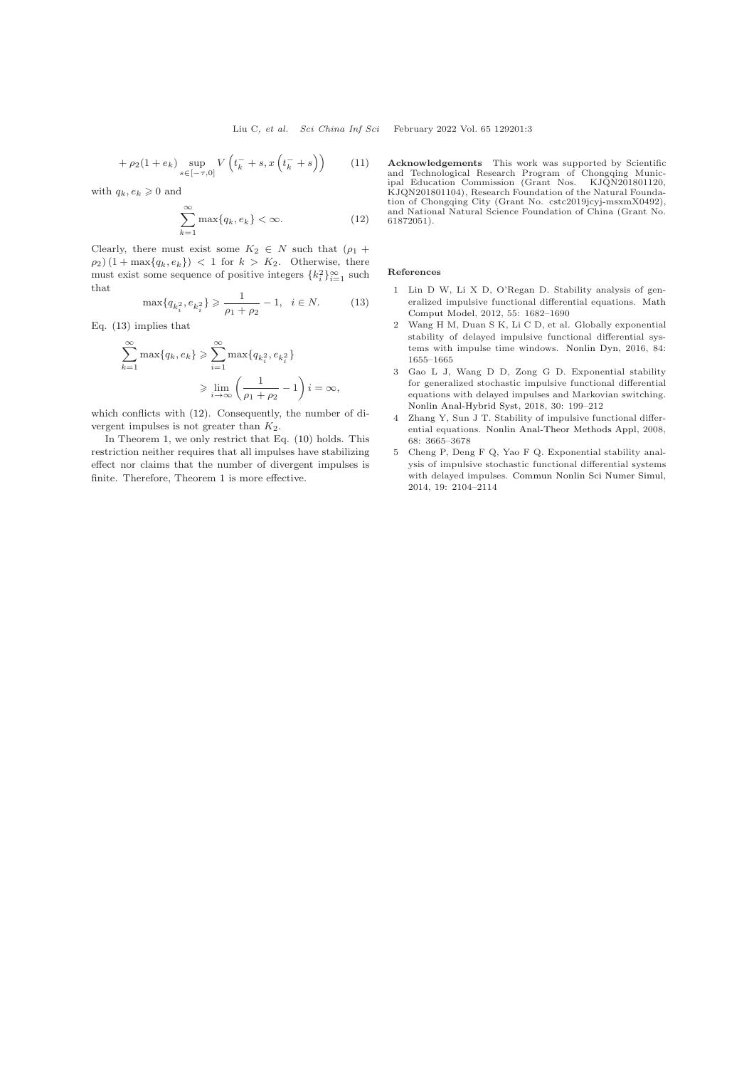$$+\rho_2(1+e_k)\sup_{s\in[-\tau,0]}V\left(t_k^-+s,x\left(t_k^-+s\right)\right) \tag{11}$$

with $q_k, e_k \geqslant 0$ and

$$\sum_{k=1}^{\infty}\max\{q_k,e_k\}<\infty. \tag{12}$$

Clearly, there must exist some $K_2 \in N$ such that $(\rho_1 + \rho_2)(1+\max\{q_k,e_k\}) < 1$ for $k > K_2$. Otherwise, there must exist some sequence of positive integers $\{k_i^2\}_{i=1}^{\infty}$ such that

$$\max\{q_{k_i^2},e_{k_i^2}\}\geqslant\frac{1}{\rho_1+\rho_2}-1,\quad i\in N. \tag{13}$$

Eq. (13) implies that

$$\sum_{k=1}^{\infty}\max\{q_k,e_k\}\geqslant\sum_{i=1}^{\infty}\max\{q_{k_i^2},e_{k_i^2}\}$$
$$\geqslant\lim_{i\to\infty}\left(\frac{1}{\rho_1+\rho_2}-1\right)i=\infty,$$

which conflicts with (12). Consequently, the number of divergent impulses is not greater than $K_2$.

In Theorem 1, we only restrict that Eq. (10) holds. This restriction neither requires that all impulses have stabilizing effect nor claims that the number of divergent impulses is finite. Therefore, Theorem 1 is more effective.

**Acknowledgements** This work was supported by Scientific and Technological Research Program of Chongqing Municipal Education Commission (Grant Nos. KJQN201801120, KJQN201801104), Research Foundation of the Natural Foundation of Chongqing City (Grant No. cstc2019jcyj-msxmX0492), and National Natural Science Foundation of China (Grant No. 61872051).

## References

1. Lin D W, Li X D, O'Regan D. Stability analysis of generalized impulsive functional differential equations. Math Comput Model, 2012, 55: 1682–1690
2. Wang H M, Duan S K, Li C D, et al. Globally exponential stability of delayed impulsive functional differential systems with impulse time windows. Nonlin Dyn, 2016, 84: 1655–1665
3. Gao L J, Wang D D, Zong G D. Exponential stability for generalized stochastic impulsive functional differential equations with delayed impulses and Markovian switching. Nonlin Anal-Hybrid Syst, 2018, 30: 199–212
4. Zhang Y, Sun J T. Stability of impulsive functional differential equations. Nonlin Anal-Theor Methods Appl, 2008, 68: 3665–3678
5. Cheng P, Deng F Q, Yao F Q. Exponential stability analysis of impulsive stochastic functional differential systems with delayed impulses. Commun Nonlin Sci Numer Simul, 2014, 19: 2104–2114